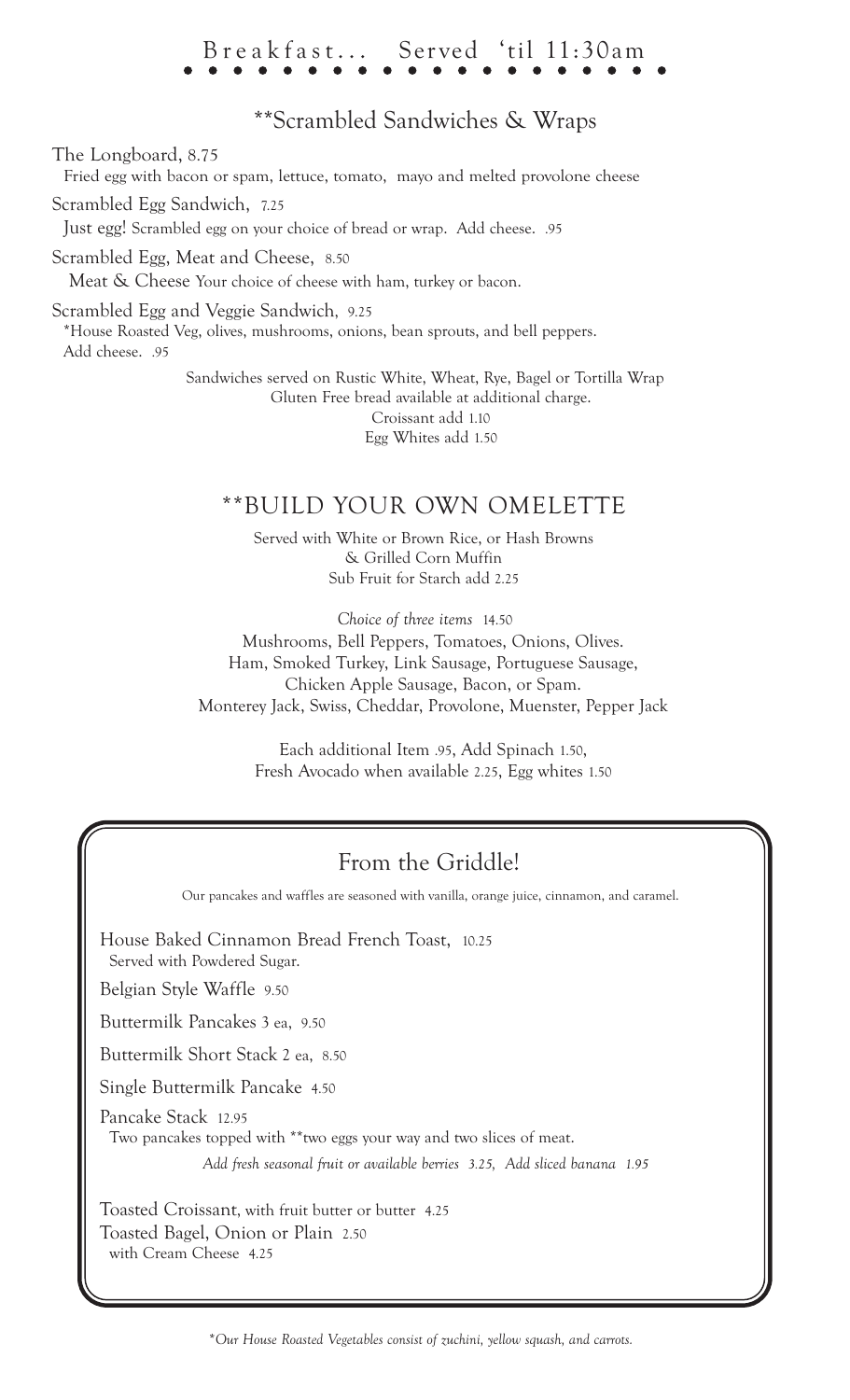# Breakfast... Served 'til 11:30am

## **Scrambled Sandwiches & Wraps

The Longboard, 8.75
Fried egg with bacon or spam, lettuce, tomato, mayo and melted provolone cheese

Scrambled Egg Sandwich, 7.25
Just egg! Scrambled egg on your choice of bread or wrap. Add cheese. .95

Scrambled Egg, Meat and Cheese, 8.50
Meat & Cheese Your choice of cheese with ham, turkey or bacon.

Scrambled Egg and Veggie Sandwich, 9.25
*House Roasted Veg, olives, mushrooms, onions, bean sprouts, and bell peppers.
Add cheese. .95

Sandwiches served on Rustic White, Wheat, Rye, Bagel or Tortilla Wrap
Gluten Free bread available at additional charge.
Croissant add 1.10
Egg Whites add 1.50

## **BUILD YOUR OWN OMELETTE

Served with White or Brown Rice, or Hash Browns
& Grilled Corn Muffin
Sub Fruit for Starch add 2.25

*Choice of three items* 14.50
Mushrooms, Bell Peppers, Tomatoes, Onions, Olives.
Ham, Smoked Turkey, Link Sausage, Portuguese Sausage,
Chicken Apple Sausage, Bacon, or Spam.
Monterey Jack, Swiss, Cheddar, Provolone, Muenster, Pepper Jack

Each additional Item .95, Add Spinach 1.50,
Fresh Avocado when available 2.25, Egg whites 1.50

## From the Griddle!

Our pancakes and waffles are seasoned with vanilla, orange juice, cinnamon, and caramel.

House Baked Cinnamon Bread French Toast, 10.25
Served with Powdered Sugar.

Belgian Style Waffle 9.50

Buttermilk Pancakes 3 ea, 9.50

Buttermilk Short Stack 2 ea, 8.50

Single Buttermilk Pancake 4.50

Pancake Stack 12.95
Two pancakes topped with **two eggs your way and two slices of meat.

*Add fresh seasonal fruit or available berries 3.25, Add sliced banana 1.95*

Toasted Croissant, with fruit butter or butter 4.25
Toasted Bagel, Onion or Plain 2.50
with Cream Cheese 4.25

*\*Our House Roasted Vegetables consist of zuchini, yellow squash, and carrots.*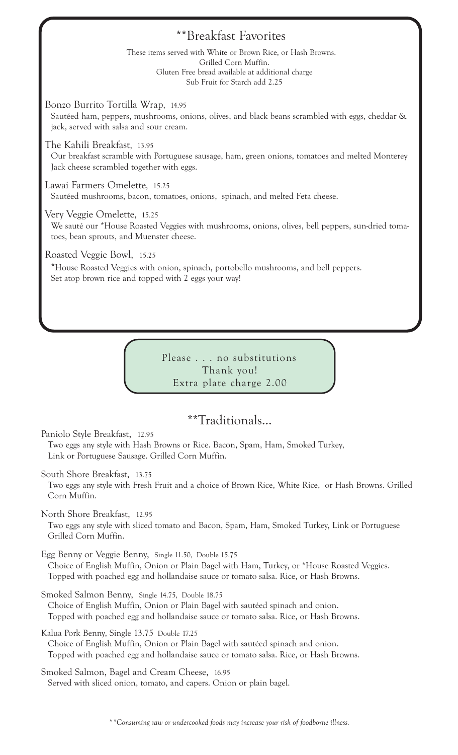## **Breakfast Favorites

These items served with White or Brown Rice, or Hash Browns.
Grilled Corn Muffin.
Gluten Free bread available at additional charge
Sub Fruit for Starch add 2.25

**Bonzo Burrito Tortilla Wrap**, 14.95
Sautéed ham, peppers, mushrooms, onions, olives, and black beans scrambled with eggs, cheddar & jack, served with salsa and sour cream.

**The Kahili Breakfast**, 13.95
Our breakfast scramble with Portuguese sausage, ham, green onions, tomatoes and melted Monterey Jack cheese scrambled together with eggs.

**Lawai Farmers Omelette**, 15.25
Sautéed mushrooms, bacon, tomatoes, onions, spinach, and melted Feta cheese.

**Very Veggie Omelette**, 15.25
We sauté our *House Roasted Veggies with mushrooms, onions, olives, bell peppers, sun-dried tomatoes, bean sprouts, and Muenster cheese.

**Roasted Veggie Bowl**, 15.25
*House Roasted Veggies with onion, spinach, portobello mushrooms, and bell peppers.
Set atop brown rice and topped with 2 eggs your way!

Please . . . no substitutions
Thank you!
Extra plate charge 2.00

## **Traditionals...

**Paniolo Style Breakfast**, 12.95
Two eggs any style with Hash Browns or Rice. Bacon, Spam, Ham, Smoked Turkey, Link or Portuguese Sausage. Grilled Corn Muffin.

**South Shore Breakfast**, 13.75
Two eggs any style with Fresh Fruit and a choice of Brown Rice, White Rice, or Hash Browns. Grilled Corn Muffin.

**North Shore Breakfast**, 12.95
Two eggs any style with sliced tomato and Bacon, Spam, Ham, Smoked Turkey, Link or Portuguese Grilled Corn Muffin.

**Egg Benny or Veggie Benny**, Single 11.50, Double 15.75
Choice of English Muffin, Onion or Plain Bagel with Ham, Turkey, or *House Roasted Veggies. Topped with poached egg and hollandaise sauce or tomato salsa. Rice, or Hash Browns.

**Smoked Salmon Benny**, Single 14.75, Double 18.75
Choice of English Muffin, Onion or Plain Bagel with sautéed spinach and onion. Topped with poached egg and hollandaise sauce or tomato salsa. Rice, or Hash Browns.

**Kalua Pork Benny**, Single 13.75 Double 17.25
Choice of English Muffin, Onion or Plain Bagel with sautéed spinach and onion. Topped with poached egg and hollandaise sauce or tomato salsa. Rice, or Hash Browns.

**Smoked Salmon, Bagel and Cream Cheese**, 16.95
Served with sliced onion, tomato, and capers. Onion or plain bagel.

*\*\*Consuming raw or undercooked foods may increase your risk of foodborne illness.*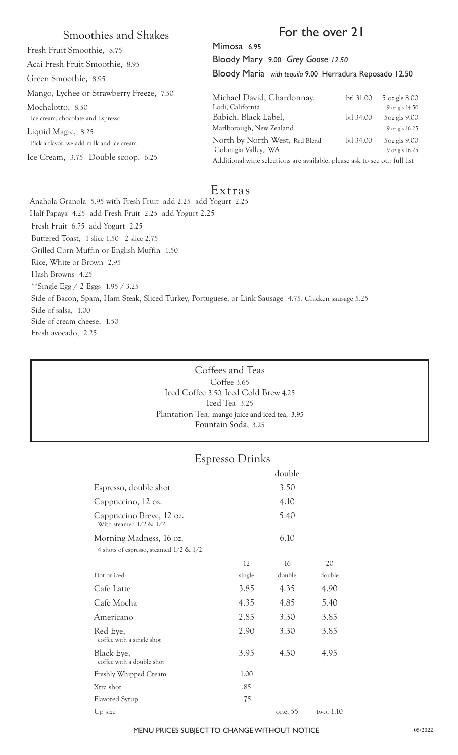## Smoothies and Shakes

Fresh Fruit Smoothie, 8.75

Acai Fresh Fruit Smoothie, 8.95

Green Smoothie, 8.95

Mango, Lychee or Strawberry Freeze, 7.50

Mochalotto, 8.50
Ice cream, chocolate and Espresso

Liquid Magic, 8.25
Pick a flavor, we add milk and ice cream

Ice Cream, 3.75 Double scoop, 6.25

## For the over 21

Mimosa 6.95

Bloody Mary 9.00 *Grey Goose 12.50*

Bloody Maria *with tequila* 9.00 Herradura Reposado 12.50

| | | |
|---|---|---|
| Michael David, Chardonnay, Lodi, California | btl 31.00 | 5 oz gls 8.00<br>9 oz gls 14.50 |
| Babich, Black Label, Marlborough, New Zealand | btl 34.00 | 5oz gls 9.00<br>9 oz gls 16.25 |
| North by North West, Red Blend Colomgia Valley,, WA | btl 34.00 | 5oz gls 9.00<br>9 oz gls 16.25 |

Additional wine selections are available, please ask to see our full list

## Extras

Anahola Granola 5.95 with Fresh Fruit add 2.25 add Yogurt 2.25

Half Papaya 4.25 add Fresh Fruit 2.25 add Yogurt 2.25

Fresh Fruit 6.75 add Yogurt 2.25

Buttered Toast, 1 slice 1.50 2 slice 2.75

Grilled Corn Muffin or English Muffin 1.50

Rice, White or Brown 2.95

Hash Browns 4.25

**Single Egg / 2 Eggs 1.95 / 3.25

Side of Bacon, Spam, Ham Steak, Sliced Turkey, Portuguese, or Link Sausage 4.75. Chicken sausage 5.25

Side of salsa, 1.00

Side of cream cheese, 1.50

Fresh avocado, 2.25

## Coffees and Teas

Coffee 3.65

Iced Coffee 3.50, Iced Cold Brew 4.25

Iced Tea 3.25

Plantation Tea, mango juice and iced tea, 3.95

Fountain Soda, 3.25

## Espresso Drinks

| | | double | |
|---|---|---|---|
| Espresso, double shot | | 3.50 | |
| Cappuccino, 12 oz. | | 4.10 | |
| Cappuccino Breve, 12 oz.<br>With steamed 1/2 & 1/2 | | 5.40 | |
| Morning Madness, 16 oz.<br>4 shots of espresso, steamed 1/2 & 1/2 | | 6.10 | |
| | 12 | 16 | 20 |
| Hot or iced | single | double | double |
| Cafe Latte | 3.85 | 4.35 | 4.90 |
| Cafe Mocha | 4.35 | 4.85 | 5.40 |
| Americano | 2.85 | 3.30 | 3.85 |
| Red Eye,<br>coffee with a single shot | 2.90 | 3.30 | 3.85 |
| Black Eye,<br>coffee with a double shot | 3.95 | 4.50 | 4.95 |
| Freshly Whipped Cream | 1.00 | | |
| Xtra shot | .85 | | |
| Flavored Syrup | .75 | | |
| Up size | | one, 55 | two, 1.10 |

MENU PRICES SUBJECT TO CHANGE WITHOUT NOTICE

05/2022